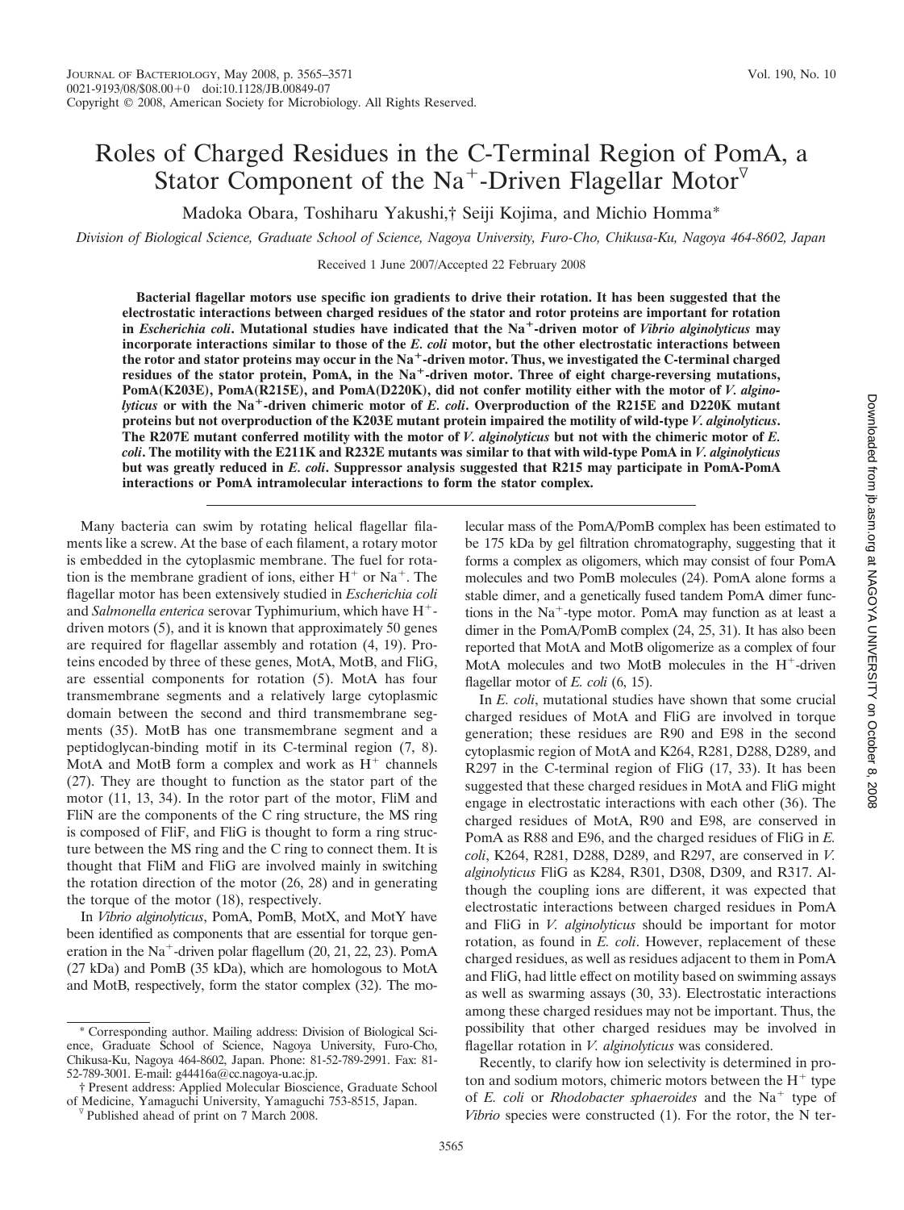# Roles of Charged Residues in the C-Terminal Region of PomA, a Stator Component of the $Na^+$-Driven Flagellar Motor[▽]

Madoka Obara, Toshiharu Yakushi,† Seiji Kojima, and Michio Homma*

*Division of Biological Science, Graduate School of Science, Nagoya University, Furo-Cho, Chikusa-Ku, Nagoya 464-8602, Japan*

Received 1 June 2007/Accepted 22 February 2008

**Bacterial flagellar motors use specific ion gradients to drive their rotation. It has been suggested that the electrostatic interactions between charged residues of the stator and rotor proteins are important for rotation in *Escherichia coli*. Mutational studies have indicated that the $Na^+$-driven motor of *Vibrio alginolyticus* may incorporate interactions similar to those of the *E. coli* motor, but the other electrostatic interactions between the rotor and stator proteins may occur in the $Na^+$-driven motor. Thus, we investigated the C-terminal charged residues of the stator protein, PomA, in the $Na^+$-driven motor. Three of eight charge-reversing mutations, PomA(K203E), PomA(R215E), and PomA(D220K), did not confer motility either with the motor of *V. alginolyticus* or with the $Na^+$-driven chimeric motor of *E. coli*. Overproduction of the R215E and D220K mutant proteins but not overproduction of the K203E mutant protein impaired the motility of wild-type *V. alginolyticus*. The R207E mutant conferred motility with the motor of *V. alginolyticus* but not with the chimeric motor of *E. coli*. The motility with the E211K and R232E mutants was similar to that with wild-type PomA in *V. alginolyticus* but was greatly reduced in *E. coli*. Suppressor analysis suggested that R215 may participate in PomA-PomA interactions or PomA intramolecular interactions to form the stator complex.**

Many bacteria can swim by rotating helical flagellar filaments like a screw. At the base of each filament, a rotary motor is embedded in the cytoplasmic membrane. The fuel for rotation is the membrane gradient of ions, either $H^+$ or $Na^+$. The flagellar motor has been extensively studied in *Escherichia coli* and *Salmonella enterica* serovar Typhimurium, which have $H^+$-driven motors (5), and it is known that approximately 50 genes are required for flagellar assembly and rotation (4, 19). Proteins encoded by three of these genes, MotA, MotB, and FliG, are essential components for rotation (5). MotA has four transmembrane segments and a relatively large cytoplasmic domain between the second and third transmembrane segments (35). MotB has one transmembrane segment and a peptidoglycan-binding motif in its C-terminal region (7, 8). MotA and MotB form a complex and work as $H^+$ channels (27). They are thought to function as the stator part of the motor (11, 13, 34). In the rotor part of the motor, FliM and FliN are the components of the C ring structure, the MS ring is composed of FliF, and FliG is thought to form a ring structure between the MS ring and the C ring to connect them. It is thought that FliM and FliG are involved mainly in switching the rotation direction of the motor (26, 28) and in generating the torque of the motor (18), respectively.

In *Vibrio alginolyticus*, PomA, PomB, MotX, and MotY have been identified as components that are essential for torque generation in the $Na^+$-driven polar flagellum (20, 21, 22, 23). PomA (27 kDa) and PomB (35 kDa), which are homologous to MotA and MotB, respectively, form the stator complex (32). The molecular mass of the PomA/PomB complex has been estimated to be 175 kDa by gel filtration chromatography, suggesting that it forms a complex as oligomers, which may consist of four PomA molecules and two PomB molecules (24). PomA alone forms a stable dimer, and a genetically fused tandem PomA dimer functions in the $Na^+$-type motor. PomA may function as at least a dimer in the PomA/PomB complex (24, 25, 31). It has also been reported that MotA and MotB oligomerize as a complex of four MotA molecules and two MotB molecules in the $H^+$-driven flagellar motor of *E. coli* (6, 15).

In *E. coli*, mutational studies have shown that some crucial charged residues of MotA and FliG are involved in torque generation; these residues are R90 and E98 in the second cytoplasmic region of MotA and K264, R281, D288, D289, and R297 in the C-terminal region of FliG (17, 33). It has been suggested that these charged residues in MotA and FliG might engage in electrostatic interactions with each other (36). The charged residues of MotA, R90 and E98, are conserved in PomA as R88 and E96, and the charged residues of FliG in *E. coli*, K264, R281, D288, D289, and R297, are conserved in *V. alginolyticus* FliG as K284, R301, D308, D309, and R317. Although the coupling ions are different, it was expected that electrostatic interactions between charged residues in PomA and FliG in *V. alginolyticus* should be important for motor rotation, as found in *E. coli*. However, replacement of these charged residues, as well as residues adjacent to them in PomA and FliG, had little effect on motility based on swimming assays as well as swarming assays (30, 33). Electrostatic interactions among these charged residues may not be important. Thus, the possibility that other charged residues may be involved in flagellar rotation in *V. alginolyticus* was considered.

Recently, to clarify how ion selectivity is determined in proton and sodium motors, chimeric motors between the $H^+$ type of *E. coli* or *Rhodobacter sphaeroides* and the $Na^+$ type of *Vibrio* species were constructed (1). For the rotor, the N ter-

---

* Corresponding author. Mailing address: Division of Biological Science, Graduate School of Science, Nagoya University, Furo-Cho, Chikusa-Ku, Nagoya 464-8602, Japan. Phone: 81-52-789-2991. Fax: 81-52-789-3001. E-mail: g44416a@cc.nagoya-u.ac.jp.

† Present address: Applied Molecular Bioscience, Graduate School of Medicine, Yamaguchi University, Yamaguchi 753-8515, Japan.

▽ Published ahead of print on 7 March 2008.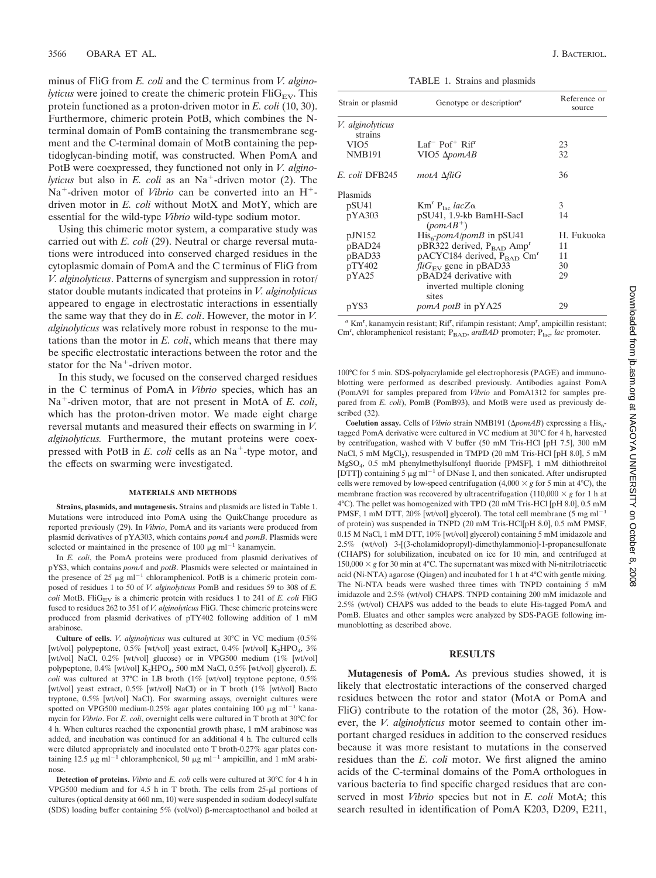minus of FliG from *E. coli* and the C terminus from *V. alginolyticus* were joined to create the chimeric protein $FliG_{EV}$. This protein functioned as a proton-driven motor in *E. coli* (10, 30). Furthermore, chimeric protein PotB, which combines the N-terminal domain of PomB containing the transmembrane segment and the C-terminal domain of MotB containing the peptidoglycan-binding motif, was constructed. When PomA and PotB were coexpressed, they functioned not only in *V. alginolyticus* but also in *E. coli* as an $Na^+$-driven motor (2). The $Na^+$-driven motor of *Vibrio* can be converted into an $H^+$-driven motor in *E. coli* without MotX and MotY, which are essential for the wild-type *Vibrio* wild-type sodium motor.

Using this chimeric motor system, a comparative study was carried out with *E. coli* (29). Neutral or charge reversal mutations were introduced into conserved charged residues in the cytoplasmic domain of PomA and the C terminus of FliG from *V. alginolyticus*. Patterns of synergism and suppression in rotor/stator double mutants indicated that proteins in *V. alginolyticus* appeared to engage in electrostatic interactions in essentially the same way that they do in *E. coli*. However, the motor in *V. alginolyticus* was relatively more robust in response to the mutations than the motor in *E. coli*, which means that there may be specific electrostatic interactions between the rotor and the stator for the $Na^+$-driven motor.

In this study, we focused on the conserved charged residues in the C terminus of PomA in *Vibrio* species, which has an $Na^+$-driven motor, that are not present in MotA of *E. coli*, which has the proton-driven motor. We made eight charge reversal mutants and measured their effects on swarming in *V. alginolyticus.* Furthermore, the mutant proteins were coexpressed with PotB in *E. coli* cells as an $Na^+$-type motor, and the effects on swarming were investigated.

## MATERIALS AND METHODS

**Strains, plasmids, and mutagenesis.** Strains and plasmids are listed in Table 1. Mutations were introduced into PomA using the QuikChange procedure as reported previously (29). In *Vibrio*, PomA and its variants were produced from plasmid derivatives of pYA303, which contains *pomA* and *pomB*. Plasmids were selected or maintained in the presence of 100 μg $ml^{-1}$ kanamycin.

In *E. coli*, the PomA proteins were produced from plasmid derivatives of pYS3, which contains *pomA* and *potB*. Plasmids were selected or maintained in the presence of 25 μg $ml^{-1}$ chloramphenicol. PotB is a chimeric protein composed of residues 1 to 50 of *V. alginolyticus* PomB and residues 59 to 308 of *E. coli* MotB. $FliG_{EV}$ is a chimeric protein with residues 1 to 241 of *E. coli* FliG fused to residues 262 to 351 of *V. alginolyticus* FliG. These chimeric proteins were produced from plasmid derivatives of pTY402 following addition of 1 mM arabinose.

**Culture of cells.** *V. alginolyticus* was cultured at 30°C in VC medium (0.5% [wt/vol] polypeptone, 0.5% [wt/vol] yeast extract, 0.4% [wt/vol] $K_2HPO_4$, 3% [wt/vol] NaCl, 0.2% [wt/vol] glucose) or in VPG500 medium (1% [wt/vol] polypeptone, 0.4% [wt/vol] $K_2HPO_4$, 500 mM NaCl, 0.5% [wt/vol] glycerol). *E. coli* was cultured at 37°C in LB broth (1% [wt/vol] tryptone peptone, 0.5% [wt/vol] yeast extract, 0.5% [wt/vol] NaCl) or in T broth (1% [wt/vol] Bacto tryptone, 0.5% [wt/vol] NaCl). For swarming assays, overnight cultures were spotted on VPG500 medium-0.25% agar plates containing 100 μg $ml^{-1}$ kanamycin for *Vibrio*. For *E. coli*, overnight cells were cultured in T broth at 30°C for 4 h. When cultures reached the exponential growth phase, 1 mM arabinose was added, and incubation was continued for an additional 4 h. The cultured cells were diluted appropriately and inoculated onto T broth-0.27% agar plates containing 12.5 μg $ml^{-1}$ chloramphenicol, 50 μg $ml^{-1}$ ampicillin, and 1 mM arabinose.

**Detection of proteins.** *Vibrio* and *E. coli* cells were cultured at 30°C for 4 h in VPG500 medium and for 4.5 h in T broth. The cells from 25-μl portions of cultures (optical density at 660 nm, 10) were suspended in sodium dodecyl sulfate (SDS) loading buffer containing 5% (vol/vol) β-mercaptoethanol and boiled at 100°C for 5 min. SDS-polyacrylamide gel electrophoresis (PAGE) and immunoblotting were performed as described previously. Antibodies against PomA (PomA91 for samples prepared from *Vibrio* and PomA1312 for samples prepared from *E. coli*), PomB (PomB93), and MotB were used as previously described (32).

**Coelution assay.** Cells of *Vibrio* strain NMB191 (Δ*pomAB*) expressing a $His_6$-tagged PomA derivative were cultured in VC medium at 30°C for 4 h, harvested by centrifugation, washed with V buffer (50 mM Tris-HCl [pH 7.5], 300 mM NaCl, 5 mM $MgCl_2$), resuspended in TMPD (20 mM Tris-HCl [pH 8.0], 5 mM $MgSO_4$, 0.5 mM phenylmethylsulfonyl fluoride [PMSF], 1 mM dithiothreitol [DTT]) containing 5 μg $ml^{-1}$ of DNase I, and then sonicated. After undisrupted cells were removed by low-speed centrifugation (4,000 × *g* for 5 min at 4°C), the membrane fraction was recovered by ultracentrifugation (110,000 × *g* for 1 h at 4°C). The pellet was homogenized with TPD (20 mM Tris-HCl [pH 8.0], 0.5 mM PMSF, 1 mM DTT, 20% [wt/vol] glycerol). The total cell membrane (5 mg $ml^{-1}$ of protein) was suspended in TNPD (20 mM Tris-HCl[pH 8.0], 0.5 mM PMSF, 0.15 M NaCl, 1 mM DTT, 10% [wt/vol] glycerol) containing 5 mM imidazole and 2.5% (wt/vol) 3-[(3-cholamidopropyl)-dimethylammonio]-1-propanesulfonate (CHAPS) for solubilization, incubated on ice for 10 min, and centrifuged at 150,000 × *g* for 30 min at 4°C. The supernatant was mixed with Ni-nitrilotriacetic acid (Ni-NTA) agarose (Qiagen) and incubated for 1 h at 4°C with gentle mixing. The Ni-NTA beads were washed three times with TNPD containing 5 mM imidazole and 2.5% (wt/vol) CHAPS. TNPD containing 200 mM imidazole and 2.5% (wt/vol) CHAPS was added to the beads to elute His-tagged PomA and PomB. Eluates and other samples were analyzed by SDS-PAGE following immunoblotting as described above.

TABLE 1. Strains and plasmids

| Strain or plasmid | Genotype or description[a] | Reference or source |
|---|---|---|
| *V. alginolyticus* strains | | |
| VIO5 | $Laf^-$ $Pof^+$ $Rif^r$ | 23 |
| NMB191 | VIO5 Δ*pomAB* | 32 |
| *E. coli* DFB245 | *motA* Δ*fliG* | 36 |
| Plasmids | | |
| pSU41 | $Km^r$ $P_{lac}$ *lacZα* | 3 |
| pYA303 | pSU41, 1.9-kb BamHI-SacI (*pomAB*$^+$) | 14 |
| pJN152 | $His_6$-*pomA*/*pomB* in pSU41 | H. Fukuoka |
| pBAD24 | pBR322 derived, $P_{BAD}$ $Amp^r$ | 11 |
| pBAD33 | pACYC184 derived, $P_{BAD}$ $Cm^r$ | 11 |
| pTY402 | *fliG*$_{EV}$ gene in pBAD33 | 30 |
| pYA25 | pBAD24 derivative with inverted multiple cloning sites | 29 |
| pYS3 | *pomA potB* in pYA25 | 29 |

[a] $Km^r$, kanamycin resistant; $Rif^r$, rifampin resistant; $Amp^r$, ampicillin resistant; $Cm^r$, chloramphenicol resistant; $P_{BAD}$, *araBAD* promoter; $P_{lac}$, *lac* promoter.

## RESULTS

**Mutagenesis of PomA.** As previous studies showed, it is likely that electrostatic interactions of the conserved charged residues between the rotor and stator (MotA or PomA and FliG) contribute to the rotation of the motor (28, 36). However, the *V. alginolyticus* motor seemed to contain other important charged residues in addition to the conserved residues because it was more resistant to mutations in the conserved residues than the *E. coli* motor. We first aligned the amino acids of the C-terminal domains of the PomA orthologues in various bacteria to find specific charged residues that are conserved in most *Vibrio* species but not in *E. coli* MotA; this search resulted in identification of PomA K203, D209, E211,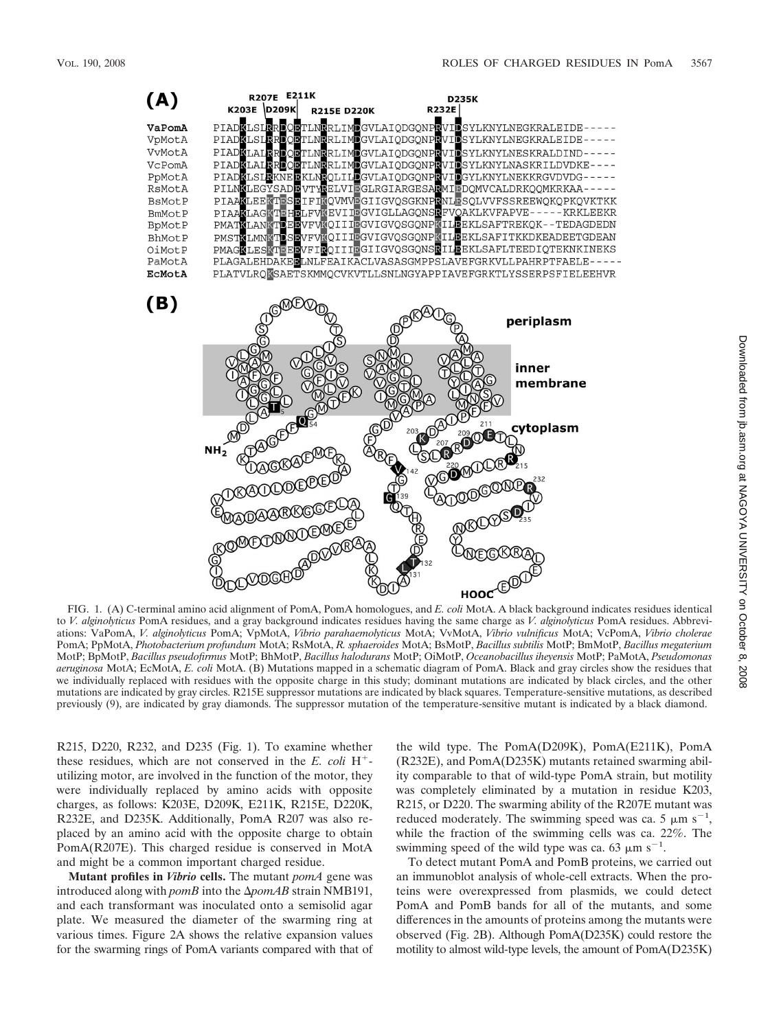FIG. 1. (A) C-terminal amino acid alignment of PomA, PomA homologues, and *E. coli* MotA. A black background indicates residues identical to *V. alginolyticus* PomA residues, and a gray background indicates residues having the same charge as *V. alginolyticus* PomA residues. Abbreviations: VaPomA, *V. alginolyticus* PomA; VpMotA, *Vibrio parahaemolyticus* MotA; VvMotA, *Vibrio vulnificus* MotA; VcPomA, *Vibrio cholerae* PomA; PpMotA, *Photobacterium profundum* MotA; RsMotA, *R. sphaeroides* MotA; BsMotP, *Bacillus subtilis* MotP; BmMotP, *Bacillus megaterium* MotP; BpMotP, *Bacillus pseudofirmus* MotP; BhMotP, *Bacillus halodurans* MotP; OiMotP, *Oceanobacillus iheyensis* MotP; PaMotA, *Pseudomonas aeruginosa* MotA; EcMotA, *E. coli* MotA. (B) Mutations mapped in a schematic diagram of PomA. Black and gray circles show the residues that we individually replaced with residues with the opposite charge in this study; dominant mutations are indicated by black circles, and the other mutations are indicated by gray circles. R215E suppressor mutations are indicated by black squares. Temperature-sensitive mutations, as described previously (9), are indicated by gray diamonds. The suppressor mutation of the temperature-sensitive mutant is indicated by a black diamond.

R215, D220, R232, and D235 (Fig. 1). To examine whether these residues, which are not conserved in the *E. coli* $H^+$-utilizing motor, are involved in the function of the motor, they were individually replaced by amino acids with opposite charges, as follows: K203E, D209K, E211K, R215E, D220K, R232E, and D235K. Additionally, PomA R207 was also replaced by an amino acid with the opposite charge to obtain PomA(R207E). This charged residue is conserved in MotA and might be a common important charged residue.

**Mutant profiles in *Vibrio* cells.** The mutant *pomA* gene was introduced along with *pomB* into the Δ*pomAB* strain NMB191, and each transformant was inoculated onto a semisolid agar plate. We measured the diameter of the swarming ring at various times. Figure 2A shows the relative expansion values for the swarming rings of PomA variants compared with that of the wild type. The PomA(D209K), PomA(E211K), PomA(R232E), and PomA(D235K) mutants retained swarming ability comparable to that of wild-type PomA strain, but motility was completely eliminated by a mutation in residue K203, R215, or D220. The swarming ability of the R207E mutant was reduced moderately. The swimming speed was ca. 5 μm $s^{-1}$, while the fraction of the swimming cells was ca. 22%. The swimming speed of the wild type was ca. 63 μm $s^{-1}$.

To detect mutant PomA and PomB proteins, we carried out an immunoblot analysis of whole-cell extracts. When the proteins were overexpressed from plasmids, we could detect PomA and PomB bands for all of the mutants, and some differences in the amounts of proteins among the mutants were observed (Fig. 2B). Although PomA(D235K) could restore the motility to almost wild-type levels, the amount of PomA(D235K)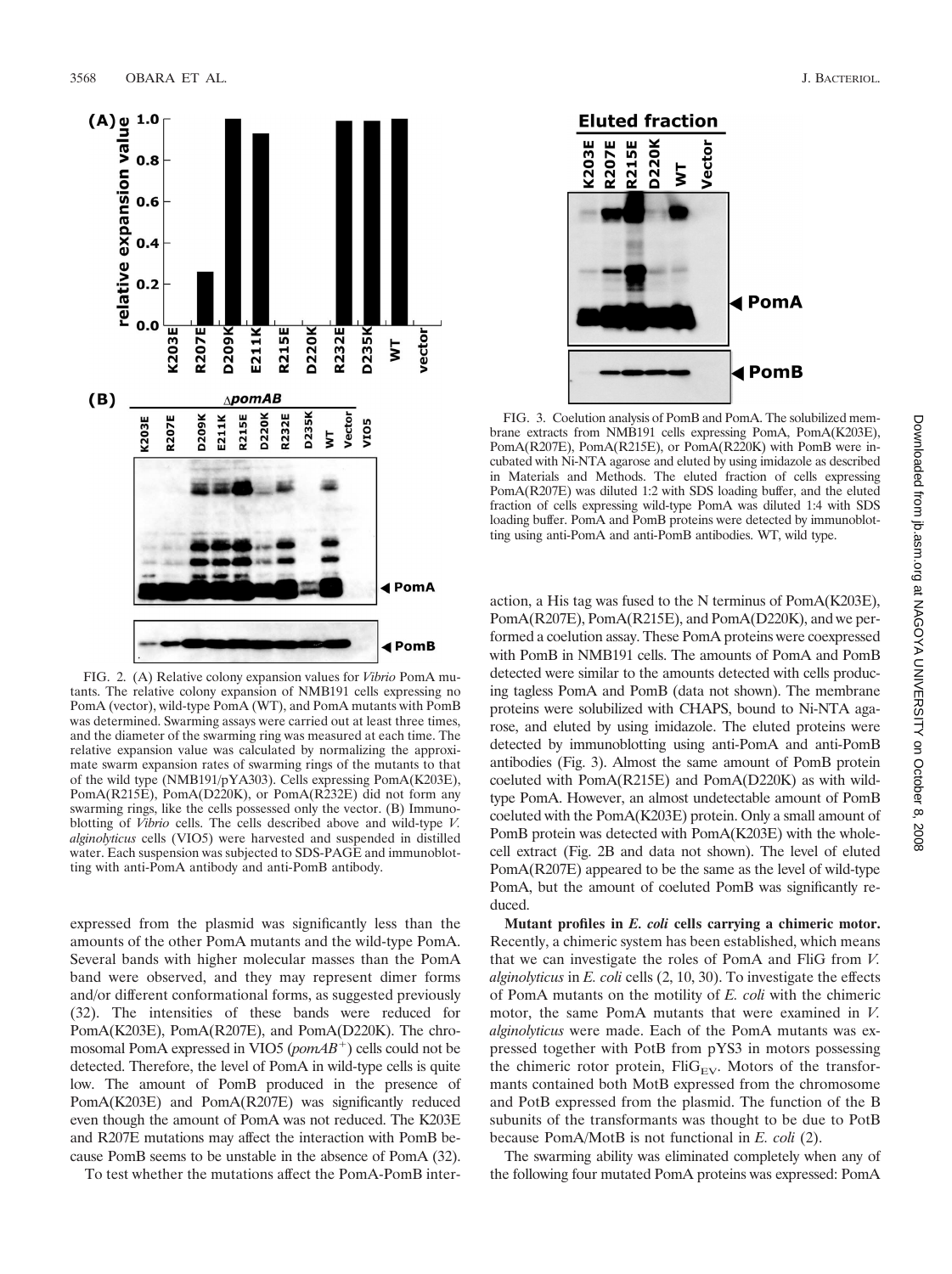FIG. 2. (A) Relative colony expansion values for *Vibrio* PomA mutants. The relative colony expansion of NMB191 cells expressing no PomA (vector), wild-type PomA (WT), and PomA mutants with PomB was determined. Swarming assays were carried out at least three times, and the diameter of the swarming ring was measured at each time. The relative expansion value was calculated by normalizing the approximate swarm expansion rates of swarming rings of the mutants to that of the wild type (NMB191/pYA303). Cells expressing PomA(K203E), PomA(R215E), PomA(D220K), or PomA(R232E) did not form any swarming rings, like the cells possessed only the vector. (B) Immunoblotting of *Vibrio* cells. The cells described above and wild-type *V. alginolyticus* cells (VIO5) were harvested and suspended in distilled water. Each suspension was subjected to SDS-PAGE and immunoblotting with anti-PomA antibody and anti-PomB antibody.

expressed from the plasmid was significantly less than the amounts of the other PomA mutants and the wild-type PomA. Several bands with higher molecular masses than the PomA band were observed, and they may represent dimer forms and/or different conformational forms, as suggested previously (32). The intensities of these bands were reduced for PomA(K203E), PomA(R207E), and PomA(D220K). The chromosomal PomA expressed in VIO5 (*pomAB*$^+$) cells could not be detected. Therefore, the level of PomA in wild-type cells is quite low. The amount of PomB produced in the presence of PomA(K203E) and PomA(R207E) was significantly reduced even though the amount of PomA was not reduced. The K203E and R207E mutations may affect the interaction with PomB because PomB seems to be unstable in the absence of PomA (32).

To test whether the mutations affect the PomA-PomB interaction, a His tag was fused to the N terminus of PomA(K203E), PomA(R207E), PomA(R215E), and PomA(D220K), and we performed a coelution assay. These PomA proteins were coexpressed with PomB in NMB191 cells. The amounts of PomA and PomB detected were similar to the amounts detected with cells producing tagless PomA and PomB (data not shown). The membrane proteins were solubilized with CHAPS, bound to Ni-NTA agarose, and eluted by using imidazole. The eluted proteins were detected by immunoblotting using anti-PomA and anti-PomB antibodies (Fig. 3). Almost the same amount of PomB protein coeluted with PomA(R215E) and PomA(D220K) as with wild-type PomA. However, an almost undetectable amount of PomB coeluted with the PomA(K203E) protein. Only a small amount of PomB protein was detected with PomA(K203E) with the whole-cell extract (Fig. 2B and data not shown). The level of eluted PomA(R207E) appeared to be the same as the level of wild-type PomA, but the amount of coeluted PomB was significantly reduced.

FIG. 3. Coelution analysis of PomB and PomA. The solubilized membrane extracts from NMB191 cells expressing PomA, PomA(K203E), PomA(R207E), PomA(R215E), or PomA(R220K) with PomB were incubated with Ni-NTA agarose and eluted by using imidazole as described in Materials and Methods. The eluted fraction of cells expressing PomA(R207E) was diluted 1:2 with SDS loading buffer, and the eluted fraction of cells expressing wild-type PomA was diluted 1:4 with SDS loading buffer. PomA and PomB proteins were detected by immunoblotting using anti-PomA and anti-PomB antibodies. WT, wild type.

**Mutant profiles in *E. coli* cells carrying a chimeric motor.** Recently, a chimeric system has been established, which means that we can investigate the roles of PomA and FliG from *V. alginolyticus* in *E. coli* cells (2, 10, 30). To investigate the effects of PomA mutants on the motility of *E. coli* with the chimeric motor, the same PomA mutants that were examined in *V. alginolyticus* were made. Each of the PomA mutants was expressed together with PotB from pYS3 in motors possessing the chimeric rotor protein, $FliG_{EV}$. Motors of the transformants contained both MotB expressed from the chromosome and PotB expressed from the plasmid. The function of the B subunits of the transformants was thought to be due to PotB because PomA/MotB is not functional in *E. coli* (2).

The swarming ability was eliminated completely when any of the following four mutated PomA proteins was expressed: PomA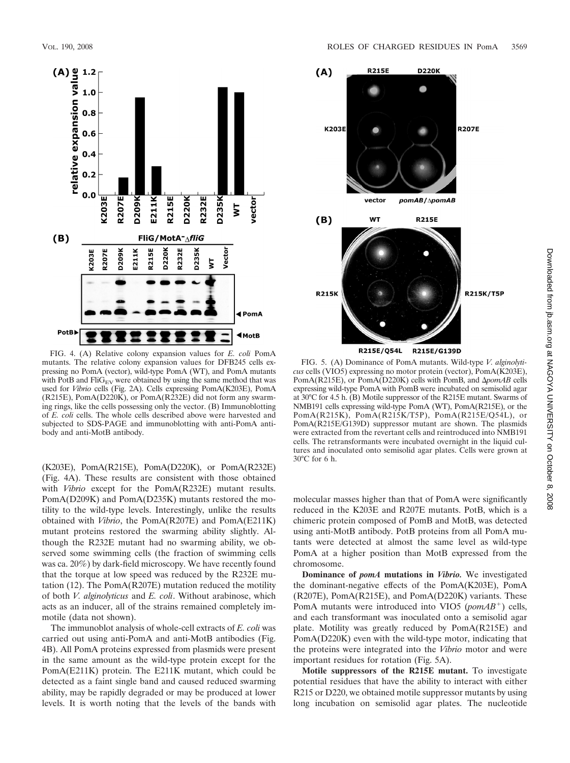FIG. 4. (A) Relative colony expansion values for *E. coli* PomA mutants. The relative colony expansion values for DFB245 cells expressing no PomA (vector), wild-type PomA (WT), and PomA mutants with PotB and $FliG_{EV}$ were obtained by using the same method that was used for *Vibrio* cells (Fig. 2A). Cells expressing PomA(K203E), PomA (R215E), PomA(D220K), or PomA(R232E) did not form any swarming rings, like the cells possessing only the vector. (B) Immunoblotting of *E. coli* cells. The whole cells described above were harvested and subjected to SDS-PAGE and immunoblotting with anti-PomA antibody and anti-MotB antibody.

FIG. 5. (A) Dominance of PomA mutants. Wild-type *V. alginolyticus* cells (VIO5) expressing no motor protein (vector), PomA(K203E), PomA(R215E), or PomA(D220K) cells with PomB, and Δ*pomAB* cells expressing wild-type PomA with PomB were incubated on semisolid agar at 30°C for 4.5 h. (B) Motile suppressor of the R215E mutant. Swarms of NMB191 cells expressing wild-type PomA (WT), PomA(R215E), or the PomA(R215K), PomA(R215K/T5P), PomA(R215E/Q54L), or PomA(R215E/G139D) suppressor mutant are shown. The plasmids were extracted from the revertant cells and reintroduced into NMB191 cells. The retransformants were incubated overnight in the liquid cultures and inoculated onto semisolid agar plates. Cells were grown at 30°C for 6 h.

(K203E), PomA(R215E), PomA(D220K), or PomA(R232E) (Fig. 4A). These results are consistent with those obtained with *Vibrio* except for the PomA(R232E) mutant results. PomA(D209K) and PomA(D235K) mutants restored the motility to the wild-type levels. Interestingly, unlike the results obtained with *Vibrio*, the PomA(R207E) and PomA(E211K) mutant proteins restored the swarming ability slightly. Although the R232E mutant had no swarming ability, we observed some swimming cells (the fraction of swimming cells was ca. 20%) by dark-field microscopy. We have recently found that the torque at low speed was reduced by the R232E mutation (12). The PomA(R207E) mutation reduced the motility of both *V. alginolyticus* and *E. coli*. Without arabinose, which acts as an inducer, all of the strains remained completely immotile (data not shown).

The immunoblot analysis of whole-cell extracts of *E. coli* was carried out using anti-PomA and anti-MotB antibodies (Fig. 4B). All PomA proteins expressed from plasmids were present in the same amount as the wild-type protein except for the PomA(E211K) protein. The E211K mutant, which could be detected as a faint single band and caused reduced swarming ability, may be rapidly degraded or may be produced at lower levels. It is worth noting that the levels of the bands with molecular masses higher than that of PomA were significantly reduced in the K203E and R207E mutants. PotB, which is a chimeric protein composed of PomB and MotB, was detected using anti-MotB antibody. PotB proteins from all PomA mutants were detected at almost the same level as wild-type PomA at a higher position than MotB expressed from the chromosome.

**Dominance of *pomA* mutations in *Vibrio*.** We investigated the dominant-negative effects of the PomA(K203E), PomA (R207E), PomA(R215E), and PomA(D220K) variants. These PomA mutants were introduced into VIO5 ($pomAB^{+}$) cells, and each transformant was inoculated onto a semisolid agar plate. Motility was greatly reduced by PomA(R215E) and PomA(D220K) even with the wild-type motor, indicating that the proteins were integrated into the *Vibrio* motor and were important residues for rotation (Fig. 5A).

**Motile suppressors of the R215E mutant.** To investigate potential residues that have the ability to interact with either R215 or D220, we obtained motile suppressor mutants by using long incubation on semisolid agar plates. The nucleotide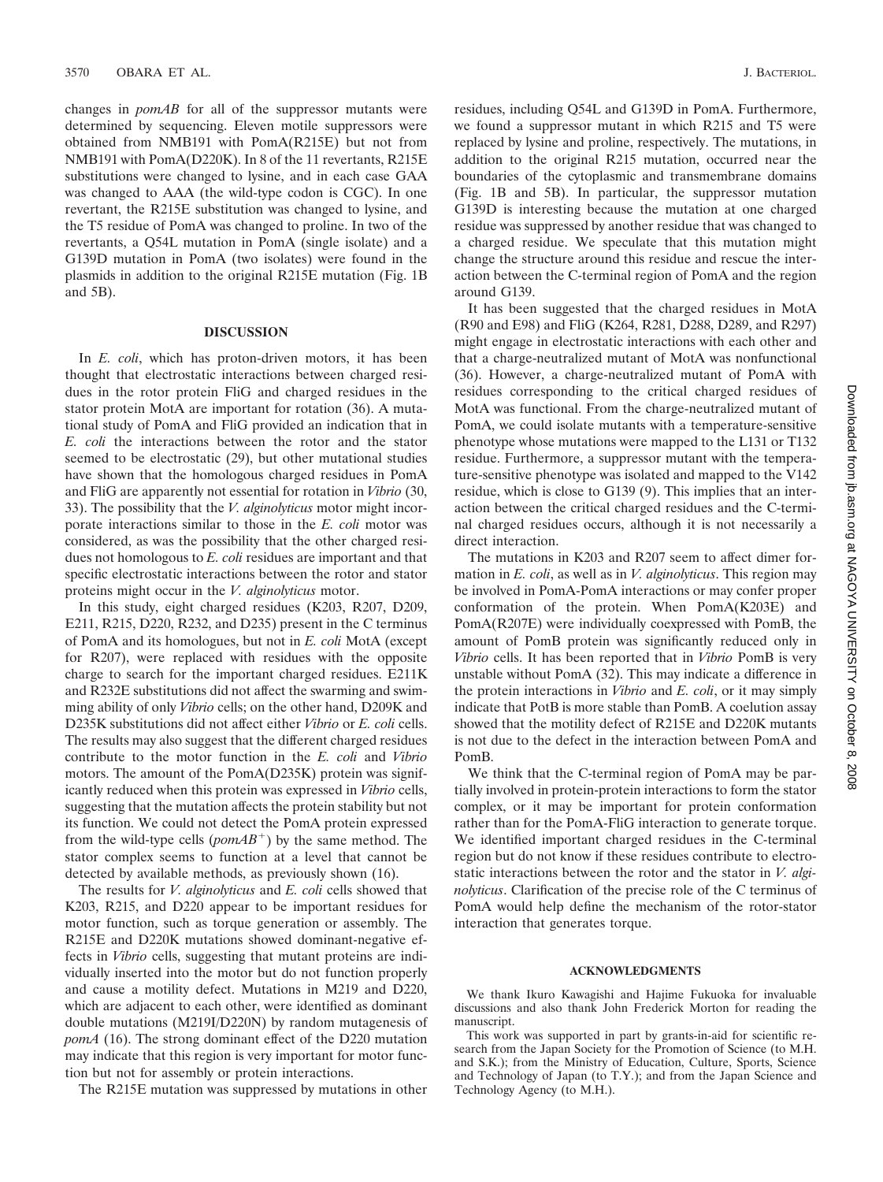changes in *pomAB* for all of the suppressor mutants were determined by sequencing. Eleven motile suppressors were obtained from NMB191 with PomA(R215E) but not from NMB191 with PomA(D220K). In 8 of the 11 revertants, R215E substitutions were changed to lysine, and in each case GAA was changed to AAA (the wild-type codon is CGC). In one revertant, the R215E substitution was changed to lysine, and the T5 residue of PomA was changed to proline. In two of the revertants, a Q54L mutation in PomA (single isolate) and a G139D mutation in PomA (two isolates) were found in the plasmids in addition to the original R215E mutation (Fig. 1B and 5B).

## DISCUSSION

In *E. coli*, which has proton-driven motors, it has been thought that electrostatic interactions between charged residues in the rotor protein FliG and charged residues in the stator protein MotA are important for rotation (36). A mutational study of PomA and FliG provided an indication that in *E. coli* the interactions between the rotor and the stator seemed to be electrostatic (29), but other mutational studies have shown that the homologous charged residues in PomA and FliG are apparently not essential for rotation in *Vibrio* (30, 33). The possibility that the *V. alginolyticus* motor might incorporate interactions similar to those in the *E. coli* motor was considered, as was the possibility that the other charged residues not homologous to *E. coli* residues are important and that specific electrostatic interactions between the rotor and stator proteins might occur in the *V. alginolyticus* motor.

In this study, eight charged residues (K203, R207, D209, E211, R215, D220, R232, and D235) present in the C terminus of PomA and its homologues, but not in *E. coli* MotA (except for R207), were replaced with residues with the opposite charge to search for the important charged residues. E211K and R232E substitutions did not affect the swarming and swimming ability of only *Vibrio* cells; on the other hand, D209K and D235K substitutions did not affect either *Vibrio* or *E. coli* cells. The results may also suggest that the different charged residues contribute to the motor function in the *E. coli* and *Vibrio* motors. The amount of the PomA(D235K) protein was significantly reduced when this protein was expressed in *Vibrio* cells, suggesting that the mutation affects the protein stability but not its function. We could not detect the PomA protein expressed from the wild-type cells ($pomAB^+$) by the same method. The stator complex seems to function at a level that cannot be detected by available methods, as previously shown (16).

The results for *V. alginolyticus* and *E. coli* cells showed that K203, R215, and D220 appear to be important residues for motor function, such as torque generation or assembly. The R215E and D220K mutations showed dominant-negative effects in *Vibrio* cells, suggesting that mutant proteins are individually inserted into the motor but do not function properly and cause a motility defect. Mutations in M219 and D220, which are adjacent to each other, were identified as dominant double mutations (M219I/D220N) by random mutagenesis of *pomA* (16). The strong dominant effect of the D220 mutation may indicate that this region is very important for motor function but not for assembly or protein interactions.

The R215E mutation was suppressed by mutations in other residues, including Q54L and G139D in PomA. Furthermore, we found a suppressor mutant in which R215 and T5 were replaced by lysine and proline, respectively. The mutations, in addition to the original R215 mutation, occurred near the boundaries of the cytoplasmic and transmembrane domains (Fig. 1B and 5B). In particular, the suppressor mutation G139D is interesting because the mutation at one charged residue was suppressed by another residue that was changed to a charged residue. We speculate that this mutation might change the structure around this residue and rescue the interaction between the C-terminal region of PomA and the region around G139.

It has been suggested that the charged residues in MotA (R90 and E98) and FliG (K264, R281, D288, D289, and R297) might engage in electrostatic interactions with each other and that a charge-neutralized mutant of MotA was nonfunctional (36). However, a charge-neutralized mutant of PomA with residues corresponding to the critical charged residues of MotA was functional. From the charge-neutralized mutant of PomA, we could isolate mutants with a temperature-sensitive phenotype whose mutations were mapped to the L131 or T132 residue. Furthermore, a suppressor mutant with the temperature-sensitive phenotype was isolated and mapped to the V142 residue, which is close to G139 (9). This implies that an interaction between the critical charged residues and the C-terminal charged residues occurs, although it is not necessarily a direct interaction.

The mutations in K203 and R207 seem to affect dimer formation in *E. coli*, as well as in *V. alginolyticus*. This region may be involved in PomA-PomA interactions or may confer proper conformation of the protein. When PomA(K203E) and PomA(R207E) were individually coexpressed with PomB, the amount of PomB protein was significantly reduced only in *Vibrio* cells. It has been reported that in *Vibrio* PomB is very unstable without PomA (32). This may indicate a difference in the protein interactions in *Vibrio* and *E. coli*, or it may simply indicate that PotB is more stable than PomB. A coelution assay showed that the motility defect of R215E and D220K mutants is not due to the defect in the interaction between PomA and PomB.

We think that the C-terminal region of PomA may be partially involved in protein-protein interactions to form the stator complex, or it may be important for protein conformation rather than for the PomA-FliG interaction to generate torque. We identified important charged residues in the C-terminal region but do not know if these residues contribute to electrostatic interactions between the rotor and the stator in *V. alginolyticus*. Clarification of the precise role of the C terminus of PomA would help define the mechanism of the rotor-stator interaction that generates torque.

## ACKNOWLEDGMENTS

We thank Ikuro Kawagishi and Hajime Fukuoka for invaluable discussions and also thank John Frederick Morton for reading the manuscript.

This work was supported in part by grants-in-aid for scientific research from the Japan Society for the Promotion of Science (to M.H. and S.K.); from the Ministry of Education, Culture, Sports, Science and Technology of Japan (to T.Y.); and from the Japan Science and Technology Agency (to M.H.).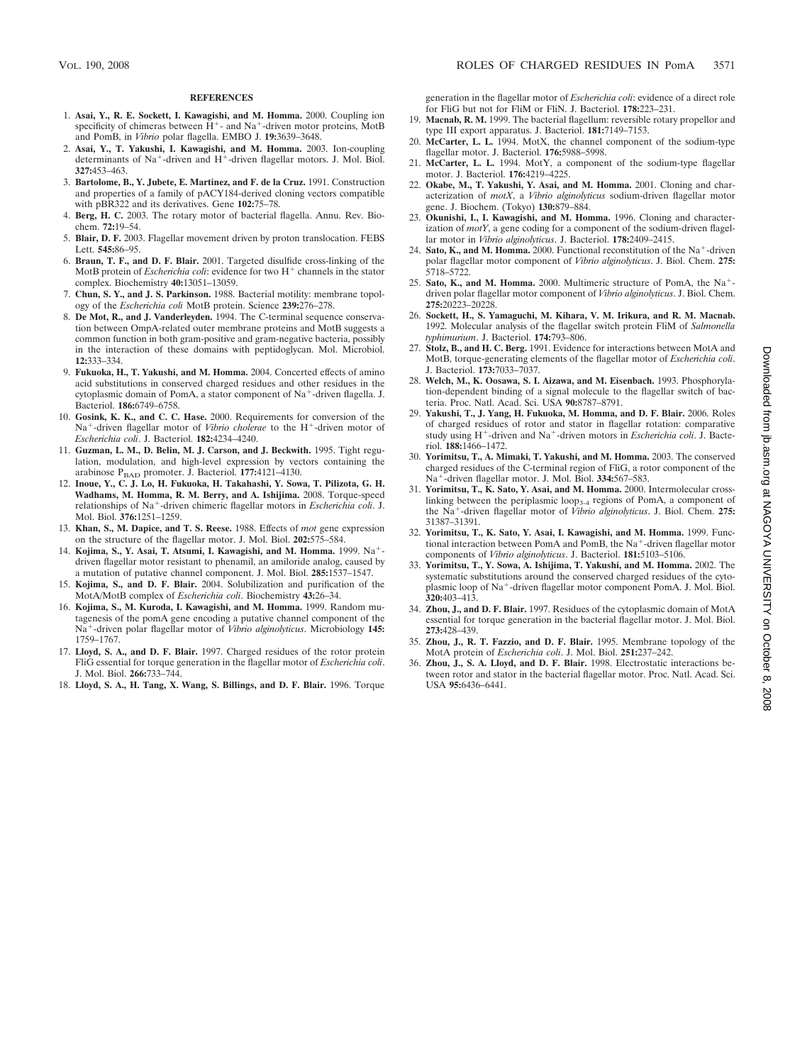## REFERENCES

1. **Asai, Y., R. E. Sockett, I. Kawagishi, and M. Homma.** 2000. Coupling ion specificity of chimeras between $H^+$- and $Na^+$-driven motor proteins, MotB and PomB, in *Vibrio* polar flagella. EMBO J. **19:**3639–3648.
2. **Asai, Y., T. Yakushi, I. Kawagishi, and M. Homma.** 2003. Ion-coupling determinants of $Na^+$-driven and $H^+$-driven flagellar motors. J. Mol. Biol. **327:**453–463.
3. **Bartolome, B., Y. Jubete, E. Martinez, and F. de la Cruz.** 1991. Construction and properties of a family of pACY184-derived cloning vectors compatible with pBR322 and its derivatives. Gene **102:**75–78.
4. **Berg, H. C.** 2003. The rotary motor of bacterial flagella. Annu. Rev. Biochem. **72:**19–54.
5. **Blair, D. F.** 2003. Flagellar movement driven by proton translocation. FEBS Lett. **545:**86–95.
6. **Braun, T. F., and D. F. Blair.** 2001. Targeted disulfide cross-linking of the MotB protein of *Escherichia coli*: evidence for two $H^+$ channels in the stator complex. Biochemistry **40:**13051–13059.
7. **Chun, S. Y., and J. S. Parkinson.** 1988. Bacterial motility: membrane topology of the *Escherichia coli* MotB protein. Science **239:**276–278.
8. **De Mot, R., and J. Vanderleyden.** 1994. The C-terminal sequence conservation between OmpA-related outer membrane proteins and MotB suggests a common function in both gram-positive and gram-negative bacteria, possibly in the interaction of these domains with peptidoglycan. Mol. Microbiol. **12:**333–334.
9. **Fukuoka, H., T. Yakushi, and M. Homma.** 2004. Concerted effects of amino acid substitutions in conserved charged residues and other residues in the cytoplasmic domain of PomA, a stator component of $Na^+$-driven flagella. J. Bacteriol. **186:**6749–6758.
10. **Gosink, K. K., and C. C. Hase.** 2000. Requirements for conversion of the $Na^+$-driven flagellar motor of *Vibrio cholerae* to the $H^+$-driven motor of *Escherichia coli*. J. Bacteriol. **182:**4234–4240.
11. **Guzman, L. M., D. Belin, M. J. Carson, and J. Beckwith.** 1995. Tight regulation, modulation, and high-level expression by vectors containing the arabinose $P_{BAD}$ promoter. J. Bacteriol. **177:**4121–4130.
12. **Inoue, Y., C. J. Lo, H. Fukuoka, H. Takahashi, Y. Sowa, T. Pilizota, G. H. Wadhams, M. Homma, R. M. Berry, and A. Ishijima.** 2008. Torque-speed relationships of $Na^+$-driven chimeric flagellar motors in *Escherichia coli*. J. Mol. Biol. **376:**1251–1259.
13. **Khan, S., M. Dapice, and T. S. Reese.** 1988. Effects of *mot* gene expression on the structure of the flagellar motor. J. Mol. Biol. **202:**575–584.
14. **Kojima, S., Y. Asai, T. Atsumi, I. Kawagishi, and M. Homma.** 1999. $Na^+$-driven flagellar motor resistant to phenamil, an amiloride analog, caused by a mutation of putative channel component. J. Mol. Biol. **285:**1537–1547.
15. **Kojima, S., and D. F. Blair.** 2004. Solubilization and purification of the MotA/MotB complex of *Escherichia coli*. Biochemistry **43:**26–34.
16. **Kojima, S., M. Kuroda, I. Kawagishi, and M. Homma.** 1999. Random mutagenesis of the pomA gene encoding a putative channel component of the $Na^+$-driven polar flagellar motor of *Vibrio alginolyticus*. Microbiology **145:** 1759–1767.
17. **Lloyd, S. A., and D. F. Blair.** 1997. Charged residues of the rotor protein FliG essential for torque generation in the flagellar motor of *Escherichia coli*. J. Mol. Biol. **266:**733–744.
18. **Lloyd, S. A., H. Tang, X. Wang, S. Billings, and D. F. Blair.** 1996. Torque generation in the flagellar motor of *Escherichia coli*: evidence of a direct role for FliG but not for FliM or FliN. J. Bacteriol. **178:**223–231.
19. **Macnab, R. M.** 1999. The bacterial flagellum: reversible rotary propellor and type III export apparatus. J. Bacteriol. **181:**7149–7153.
20. **McCarter, L. L.** 1994. MotX, the channel component of the sodium-type flagellar motor. J. Bacteriol. **176:**5988–5998.
21. **McCarter, L. L.** 1994. MotY, a component of the sodium-type flagellar motor. J. Bacteriol. **176:**4219–4225.
22. **Okabe, M., T. Yakushi, Y. Asai, and M. Homma.** 2001. Cloning and characterization of *motX*, a *Vibrio alginolyticus* sodium-driven flagellar motor gene. J. Biochem. (Tokyo) **130:**879–884.
23. **Okunishi, I., I. Kawagishi, and M. Homma.** 1996. Cloning and characterization of *motY*, a gene coding for a component of the sodium-driven flagellar motor in *Vibrio alginolyticus*. J. Bacteriol. **178:**2409–2415.
24. **Sato, K., and M. Homma.** 2000. Functional reconstitution of the $Na^+$-driven polar flagellar motor component of *Vibrio alginolyticus*. J. Biol. Chem. **275:** 5718–5722.
25. **Sato, K., and M. Homma.** 2000. Multimeric structure of PomA, the $Na^+$-driven polar flagellar motor component of *Vibrio alginolyticus*. J. Biol. Chem. **275:**20223–20228.
26. **Sockett, H., S. Yamaguchi, M. Kihara, V. M. Irikura, and R. M. Macnab.** 1992. Molecular analysis of the flagellar switch protein FliM of *Salmonella typhimurium*. J. Bacteriol. **174:**793–806.
27. **Stolz, B., and H. C. Berg.** 1991. Evidence for interactions between MotA and MotB, torque-generating elements of the flagellar motor of *Escherichia coli*. J. Bacteriol. **173:**7033–7037.
28. **Welch, M., K. Oosawa, S. I. Aizawa, and M. Eisenbach.** 1993. Phosphorylation-dependent binding of a signal molecule to the flagellar switch of bacteria. Proc. Natl. Acad. Sci. USA **90:**8787–8791.
29. **Yakushi, T., J. Yang, H. Fukuoka, M. Homma, and D. F. Blair.** 2006. Roles of charged residues of rotor and stator in flagellar rotation: comparative study using $H^+$-driven and $Na^+$-driven motors in *Escherichia coli*. J. Bacteriol. **188:**1466–1472.
30. **Yorimitsu, T., A. Mimaki, T. Yakushi, and M. Homma.** 2003. The conserved charged residues of the C-terminal region of FliG, a rotor component of the $Na^+$-driven flagellar motor. J. Mol. Biol. **334:**567–583.
31. **Yorimitsu, T., K. Sato, Y. Asai, and M. Homma.** 2000. Intermolecular cross-linking between the periplasmic $loop_{3-4}$ regions of PomA, a component of the $Na^+$-driven flagellar motor of *Vibrio alginolyticus*. J. Biol. Chem. **275:** 31387–31391.
32. **Yorimitsu, T., K. Sato, Y. Asai, I. Kawagishi, and M. Homma.** 1999. Functional interaction between PomA and PomB, the $Na^+$-driven flagellar motor components of *Vibrio alginolyticus*. J. Bacteriol. **181:**5103–5106.
33. **Yorimitsu, T., Y. Sowa, A. Ishijima, T. Yakushi, and M. Homma.** 2002. The systematic substitutions around the conserved charged residues of the cytoplasmic loop of $Na^+$-driven flagellar motor component PomA. J. Mol. Biol. **320:**403–413.
34. **Zhou, J., and D. F. Blair.** 1997. Residues of the cytoplasmic domain of MotA essential for torque generation in the bacterial flagellar motor. J. Mol. Biol. **273:**428–439.
35. **Zhou, J., R. T. Fazzio, and D. F. Blair.** 1995. Membrane topology of the MotA protein of *Escherichia coli*. J. Mol. Biol. **251:**237–242.
36. **Zhou, J., S. A. Lloyd, and D. F. Blair.** 1998. Electrostatic interactions between rotor and stator in the bacterial flagellar motor. Proc. Natl. Acad. Sci. USA **95:**6436–6441.